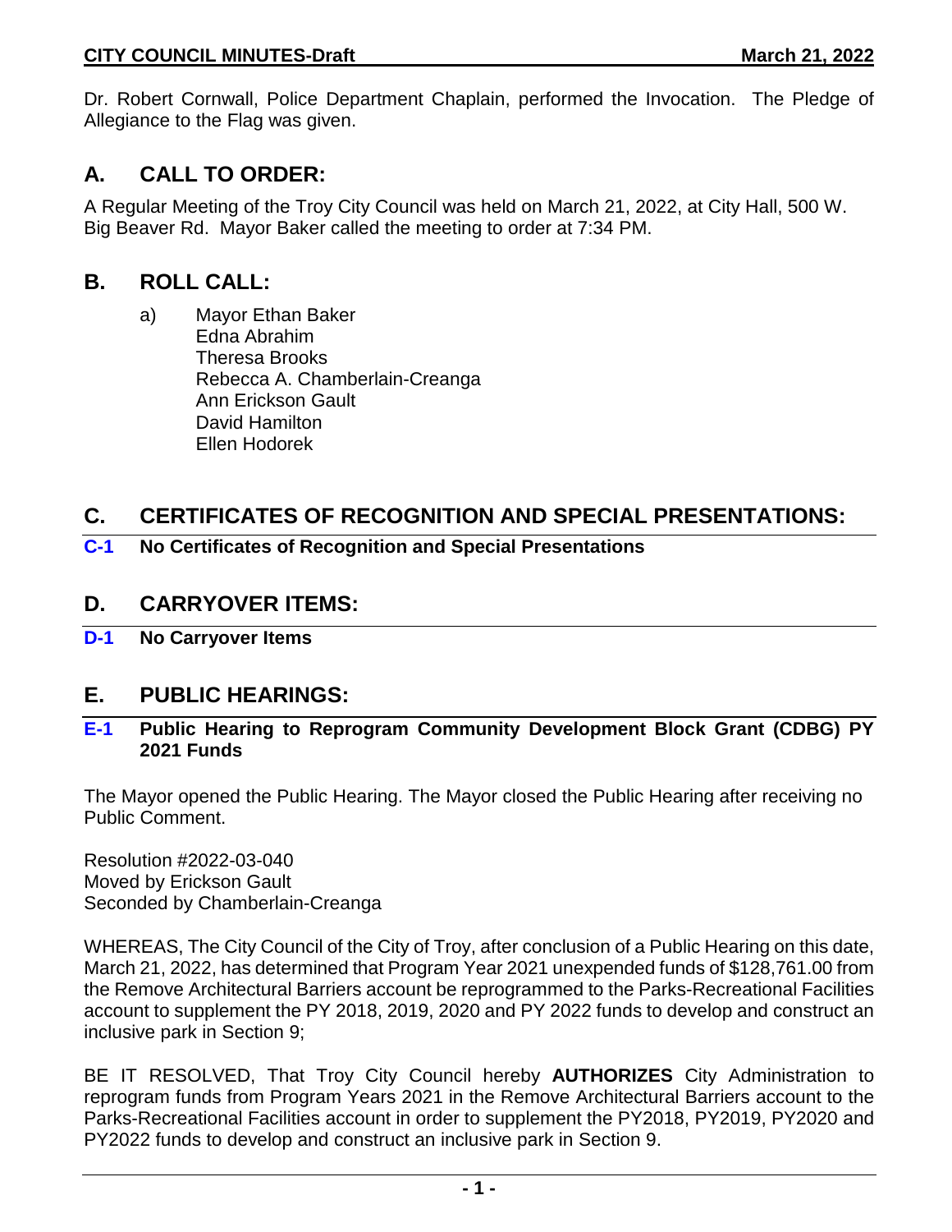Dr. Robert Cornwall, Police Department Chaplain, performed the Invocation. The Pledge of Allegiance to the Flag was given.

## A. CALL TO ORDER:

A Regular Meeting of the Troy City Council was held on March 21, 2022, at City Hall, 500 W. Big Beaver Rd. Mayor Baker called the meeting to order at 7:34 PM.

## B. ROLL CALL:

a) Mayor Ethan Baker
Edna Abrahim
Theresa Brooks
Rebecca A. Chamberlain-Creanga
Ann Erickson Gault
David Hamilton
Ellen Hodorek

## C. CERTIFICATES OF RECOGNITION AND SPECIAL PRESENTATIONS:

**C-1 No Certificates of Recognition and Special Presentations**

## D. CARRYOVER ITEMS:

**D-1 No Carryover Items**

## E. PUBLIC HEARINGS:

**E-1 Public Hearing to Reprogram Community Development Block Grant (CDBG) PY 2021 Funds**

The Mayor opened the Public Hearing. The Mayor closed the Public Hearing after receiving no Public Comment.

Resolution #2022-03-040
Moved by Erickson Gault
Seconded by Chamberlain-Creanga

WHEREAS, The City Council of the City of Troy, after conclusion of a Public Hearing on this date, March 21, 2022, has determined that Program Year 2021 unexpended funds of $128,761.00 from the Remove Architectural Barriers account be reprogrammed to the Parks-Recreational Facilities account to supplement the PY 2018, 2019, 2020 and PY 2022 funds to develop and construct an inclusive park in Section 9;

BE IT RESOLVED, That Troy City Council hereby **AUTHORIZES** City Administration to reprogram funds from Program Years 2021 in the Remove Architectural Barriers account to the Parks-Recreational Facilities account in order to supplement the PY2018, PY2019, PY2020 and PY2022 funds to develop and construct an inclusive park in Section 9.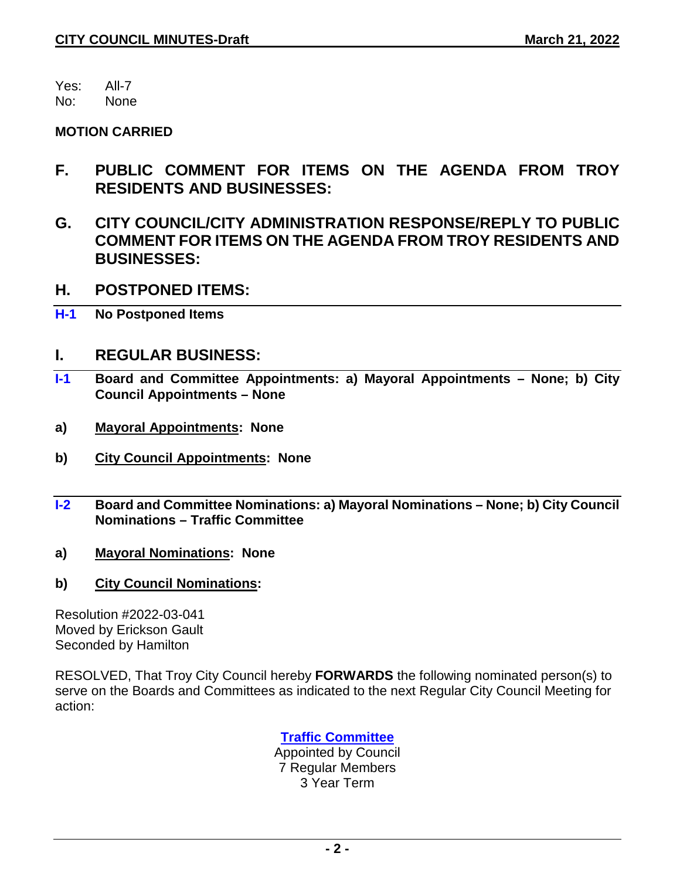Yes: All-7
No: None

**MOTION CARRIED**

## F. PUBLIC COMMENT FOR ITEMS ON THE AGENDA FROM TROY RESIDENTS AND BUSINESSES:

## G. CITY COUNCIL/CITY ADMINISTRATION RESPONSE/REPLY TO PUBLIC COMMENT FOR ITEMS ON THE AGENDA FROM TROY RESIDENTS AND BUSINESSES:

## H. POSTPONED ITEMS:

**H-1 No Postponed Items**

## I. REGULAR BUSINESS:

**I-1 Board and Committee Appointments: a) Mayoral Appointments – None; b) City Council Appointments – None**

**a) Mayoral Appointments: None**

**b) City Council Appointments: None**

**I-2 Board and Committee Nominations: a) Mayoral Nominations – None; b) City Council Nominations – Traffic Committee**

**a) Mayoral Nominations: None**

**b) City Council Nominations:**

Resolution #2022-03-041
Moved by Erickson Gault
Seconded by Hamilton

RESOLVED, That Troy City Council hereby **FORWARDS** the following nominated person(s) to serve on the Boards and Committees as indicated to the next Regular City Council Meeting for action:

**Traffic Committee**
Appointed by Council
7 Regular Members
3 Year Term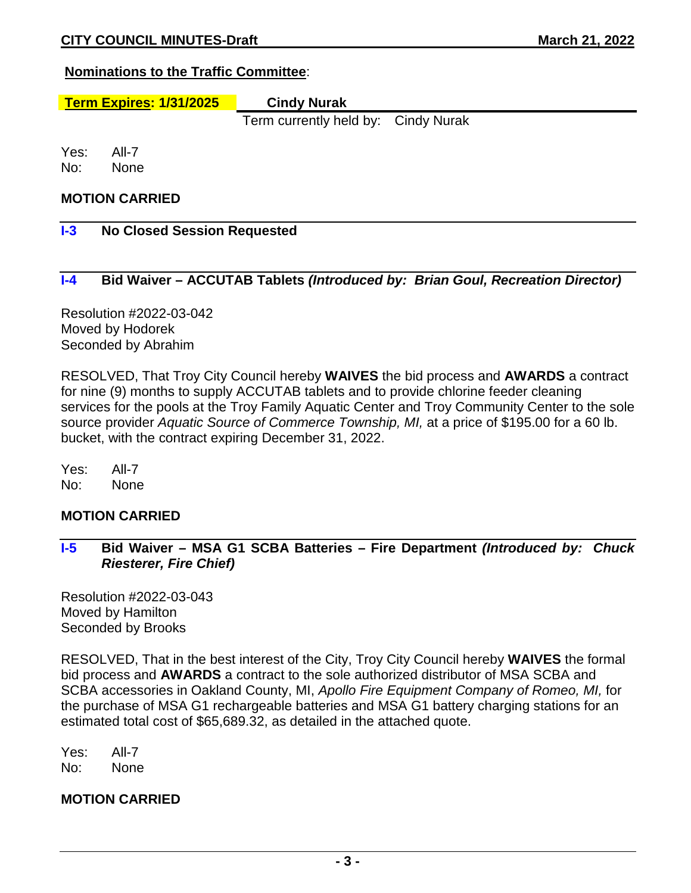**Nominations to the Traffic Committee**:

| **Term Expires: 1/31/2025** | **Cindy Nurak** |
| --- | --- |
| | Term currently held by: Cindy Nurak |

Yes: All-7
No: None

**MOTION CARRIED**

### I-3 No Closed Session Requested

### I-4 Bid Waiver – ACCUTAB Tablets *(Introduced by: Brian Goul, Recreation Director)*

Resolution #2022-03-042
Moved by Hodorek
Seconded by Abrahim

RESOLVED, That Troy City Council hereby **WAIVES** the bid process and **AWARDS** a contract for nine (9) months to supply ACCUTAB tablets and to provide chlorine feeder cleaning services for the pools at the Troy Family Aquatic Center and Troy Community Center to the sole source provider *Aquatic Source of Commerce Township, MI,* at a price of $195.00 for a 60 lb. bucket, with the contract expiring December 31, 2022.

Yes: All-7
No: None

**MOTION CARRIED**

### I-5 Bid Waiver – MSA G1 SCBA Batteries – Fire Department *(Introduced by: Chuck Riesterer, Fire Chief)*

Resolution #2022-03-043
Moved by Hamilton
Seconded by Brooks

RESOLVED, That in the best interest of the City, Troy City Council hereby **WAIVES** the formal bid process and **AWARDS** a contract to the sole authorized distributor of MSA SCBA and SCBA accessories in Oakland County, MI, *Apollo Fire Equipment Company of Romeo, MI,* for the purchase of MSA G1 rechargeable batteries and MSA G1 battery charging stations for an estimated total cost of $65,689.32, as detailed in the attached quote.

Yes: All-7
No: None

**MOTION CARRIED**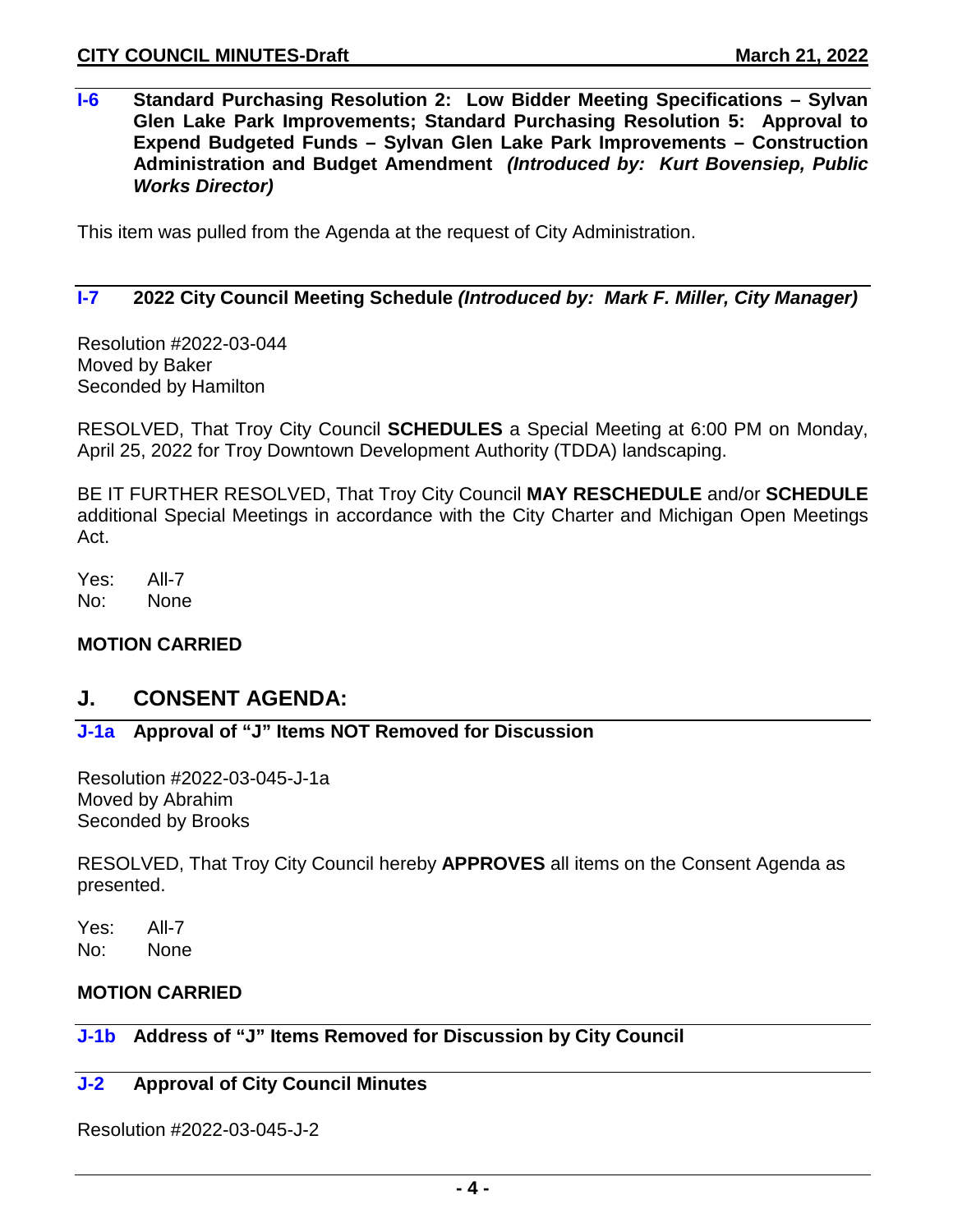### I-6 Standard Purchasing Resolution 2: Low Bidder Meeting Specifications – Sylvan Glen Lake Park Improvements; Standard Purchasing Resolution 5: Approval to Expend Budgeted Funds – Sylvan Glen Lake Park Improvements – Construction Administration and Budget Amendment *(Introduced by: Kurt Bovensiep, Public Works Director)*

This item was pulled from the Agenda at the request of City Administration.

### I-7 2022 City Council Meeting Schedule *(Introduced by: Mark F. Miller, City Manager)*

Resolution #2022-03-044
Moved by Baker
Seconded by Hamilton

RESOLVED, That Troy City Council **SCHEDULES** a Special Meeting at 6:00 PM on Monday, April 25, 2022 for Troy Downtown Development Authority (TDDA) landscaping.

BE IT FURTHER RESOLVED, That Troy City Council **MAY RESCHEDULE** and/or **SCHEDULE** additional Special Meetings in accordance with the City Charter and Michigan Open Meetings Act.

Yes: All-7
No: None

**MOTION CARRIED**

## J. CONSENT AGENDA:

### J-1a Approval of "J" Items NOT Removed for Discussion

Resolution #2022-03-045-J-1a
Moved by Abrahim
Seconded by Brooks

RESOLVED, That Troy City Council hereby **APPROVES** all items on the Consent Agenda as presented.

Yes: All-7
No: None

**MOTION CARRIED**

### J-1b Address of "J" Items Removed for Discussion by City Council

### J-2 Approval of City Council Minutes

Resolution #2022-03-045-J-2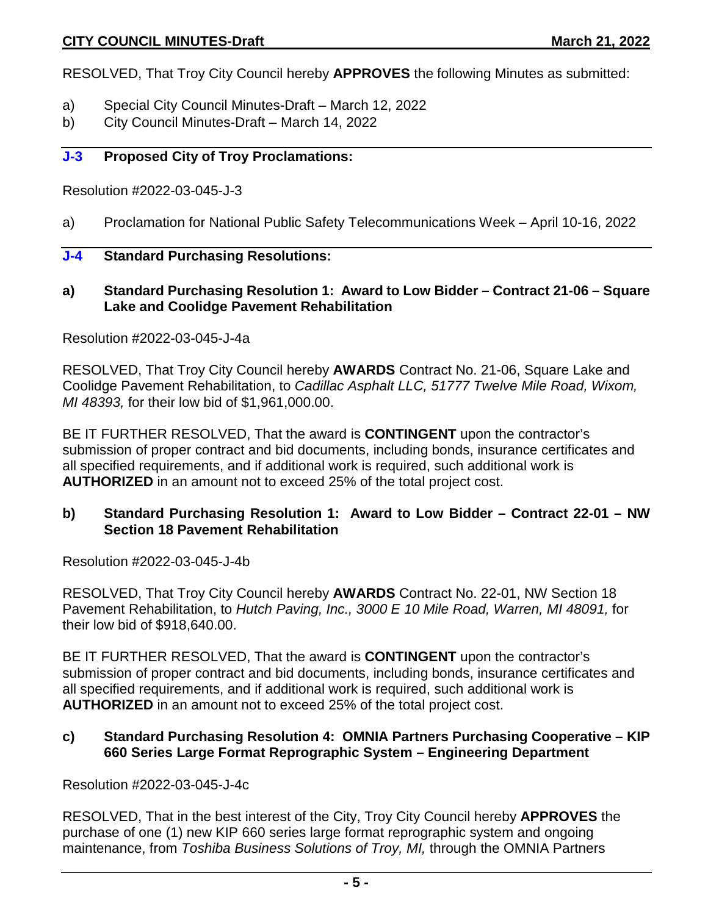RESOLVED, That Troy City Council hereby **APPROVES** the following Minutes as submitted:

a) Special City Council Minutes-Draft – March 12, 2022
b) City Council Minutes-Draft – March 14, 2022

### J-3 Proposed City of Troy Proclamations:

Resolution #2022-03-045-J-3

a) Proclamation for National Public Safety Telecommunications Week – April 10-16, 2022

### J-4 Standard Purchasing Resolutions:

#### a) Standard Purchasing Resolution 1: Award to Low Bidder – Contract 21-06 – Square Lake and Coolidge Pavement Rehabilitation

Resolution #2022-03-045-J-4a

RESOLVED, That Troy City Council hereby **AWARDS** Contract No. 21-06, Square Lake and Coolidge Pavement Rehabilitation, to *Cadillac Asphalt LLC, 51777 Twelve Mile Road, Wixom, MI 48393,* for their low bid of $1,961,000.00.

BE IT FURTHER RESOLVED, That the award is **CONTINGENT** upon the contractor's submission of proper contract and bid documents, including bonds, insurance certificates and all specified requirements, and if additional work is required, such additional work is **AUTHORIZED** in an amount not to exceed 25% of the total project cost.

#### b) Standard Purchasing Resolution 1: Award to Low Bidder – Contract 22-01 – NW Section 18 Pavement Rehabilitation

Resolution #2022-03-045-J-4b

RESOLVED, That Troy City Council hereby **AWARDS** Contract No. 22-01, NW Section 18 Pavement Rehabilitation, to *Hutch Paving, Inc., 3000 E 10 Mile Road, Warren, MI 48091,* for their low bid of $918,640.00.

BE IT FURTHER RESOLVED, That the award is **CONTINGENT** upon the contractor's submission of proper contract and bid documents, including bonds, insurance certificates and all specified requirements, and if additional work is required, such additional work is **AUTHORIZED** in an amount not to exceed 25% of the total project cost.

#### c) Standard Purchasing Resolution 4: OMNIA Partners Purchasing Cooperative – KIP 660 Series Large Format Reprographic System – Engineering Department

Resolution #2022-03-045-J-4c

RESOLVED, That in the best interest of the City, Troy City Council hereby **APPROVES** the purchase of one (1) new KIP 660 series large format reprographic system and ongoing maintenance, from *Toshiba Business Solutions of Troy, MI,* through the OMNIA Partners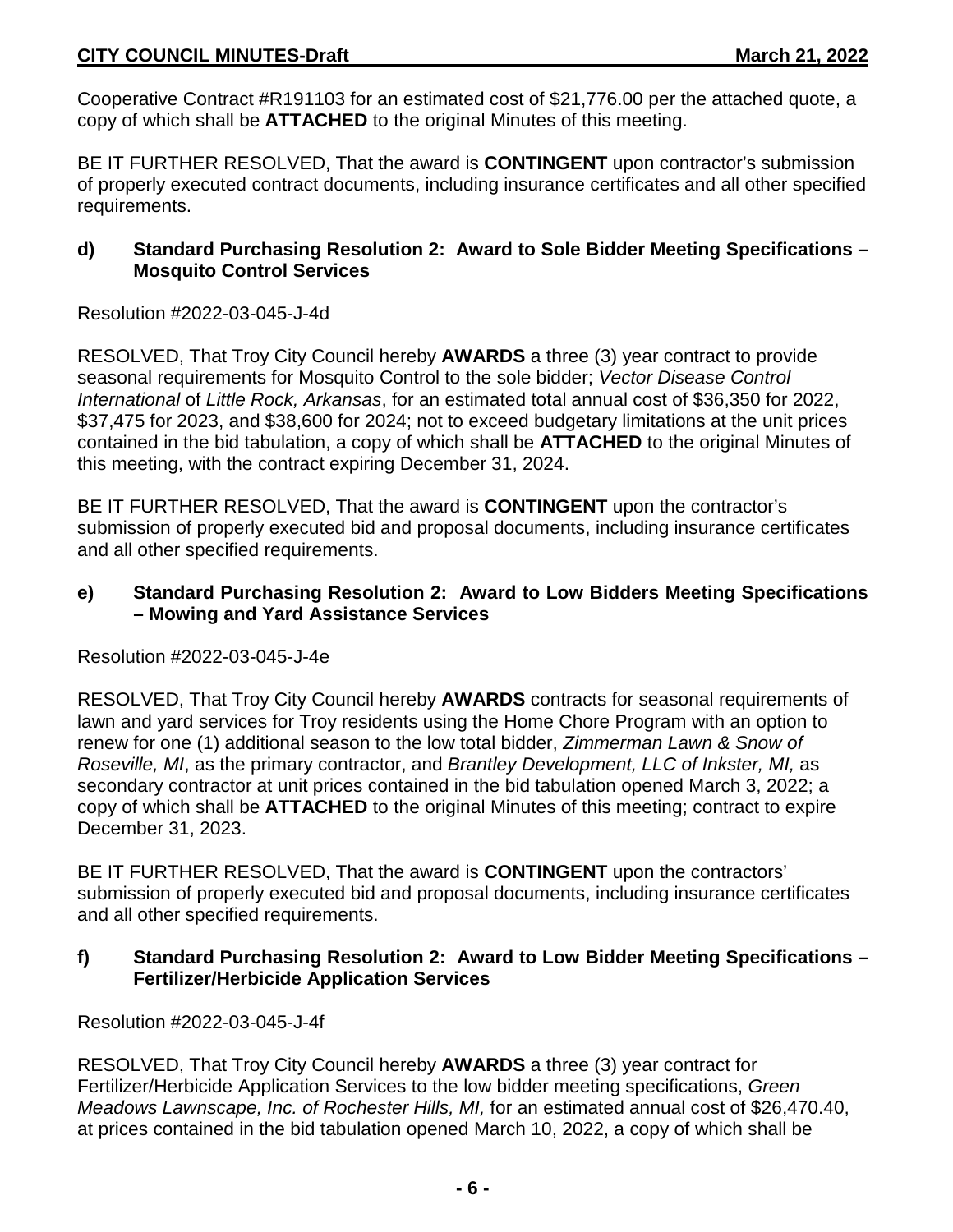Cooperative Contract #R191103 for an estimated cost of $21,776.00 per the attached quote, a copy of which shall be **ATTACHED** to the original Minutes of this meeting.

BE IT FURTHER RESOLVED, That the award is **CONTINGENT** upon contractor's submission of properly executed contract documents, including insurance certificates and all other specified requirements.

**d) Standard Purchasing Resolution 2: Award to Sole Bidder Meeting Specifications – Mosquito Control Services**

Resolution #2022-03-045-J-4d

RESOLVED, That Troy City Council hereby **AWARDS** a three (3) year contract to provide seasonal requirements for Mosquito Control to the sole bidder; *Vector Disease Control International* of *Little Rock, Arkansas*, for an estimated total annual cost of $36,350 for 2022, $37,475 for 2023, and $38,600 for 2024; not to exceed budgetary limitations at the unit prices contained in the bid tabulation, a copy of which shall be **ATTACHED** to the original Minutes of this meeting, with the contract expiring December 31, 2024.

BE IT FURTHER RESOLVED, That the award is **CONTINGENT** upon the contractor's submission of properly executed bid and proposal documents, including insurance certificates and all other specified requirements.

**e) Standard Purchasing Resolution 2: Award to Low Bidders Meeting Specifications – Mowing and Yard Assistance Services**

Resolution #2022-03-045-J-4e

RESOLVED, That Troy City Council hereby **AWARDS** contracts for seasonal requirements of lawn and yard services for Troy residents using the Home Chore Program with an option to renew for one (1) additional season to the low total bidder, *Zimmerman Lawn & Snow of Roseville, MI*, as the primary contractor, and *Brantley Development, LLC of Inkster, MI,* as secondary contractor at unit prices contained in the bid tabulation opened March 3, 2022; a copy of which shall be **ATTACHED** to the original Minutes of this meeting; contract to expire December 31, 2023.

BE IT FURTHER RESOLVED, That the award is **CONTINGENT** upon the contractors' submission of properly executed bid and proposal documents, including insurance certificates and all other specified requirements.

**f) Standard Purchasing Resolution 2: Award to Low Bidder Meeting Specifications – Fertilizer/Herbicide Application Services**

Resolution #2022-03-045-J-4f

RESOLVED, That Troy City Council hereby **AWARDS** a three (3) year contract for Fertilizer/Herbicide Application Services to the low bidder meeting specifications, *Green Meadows Lawnscape, Inc. of Rochester Hills, MI,* for an estimated annual cost of $26,470.40, at prices contained in the bid tabulation opened March 10, 2022, a copy of which shall be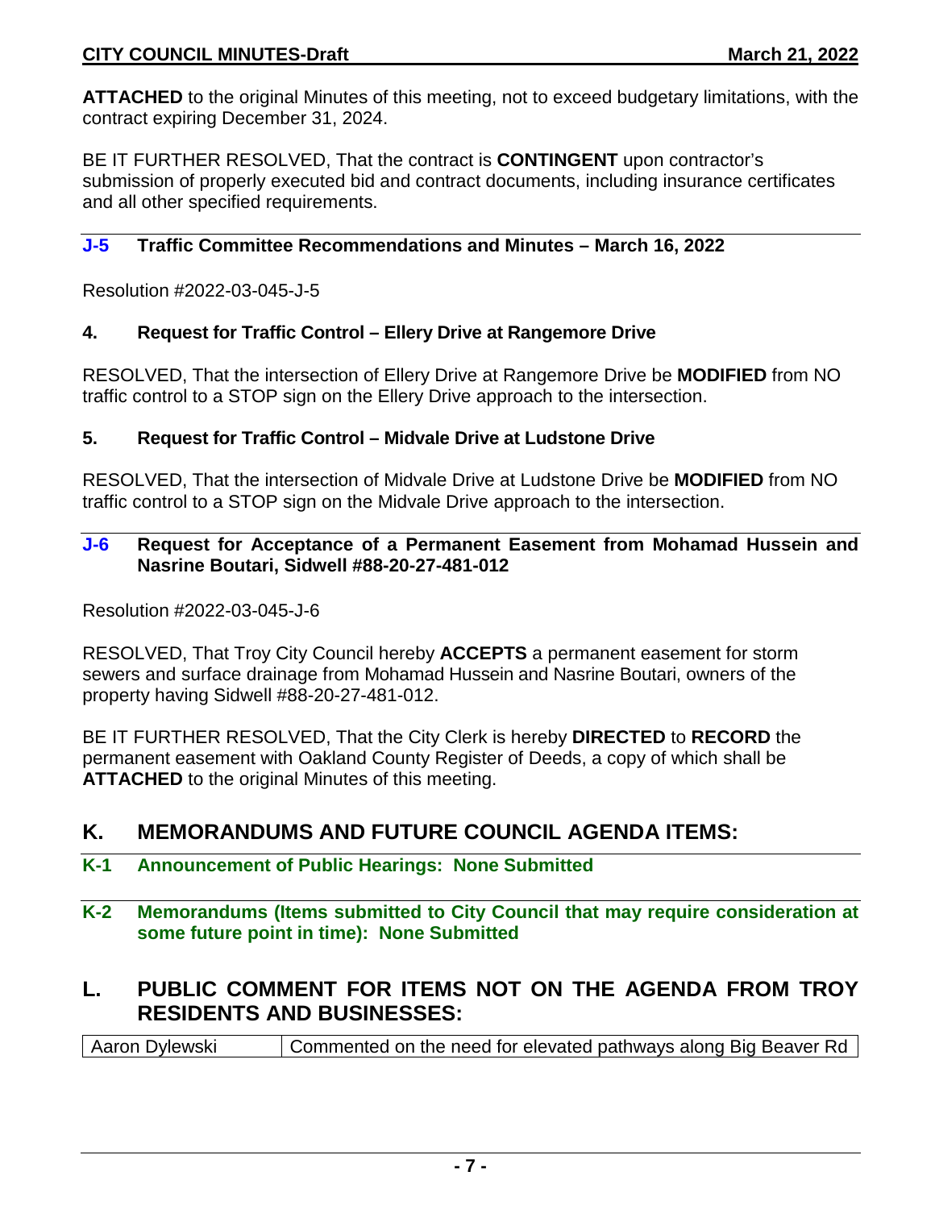**ATTACHED** to the original Minutes of this meeting, not to exceed budgetary limitations, with the contract expiring December 31, 2024.

BE IT FURTHER RESOLVED, That the contract is **CONTINGENT** upon contractor's submission of properly executed bid and contract documents, including insurance certificates and all other specified requirements.

### J-5 Traffic Committee Recommendations and Minutes – March 16, 2022

Resolution #2022-03-045-J-5

**4. Request for Traffic Control – Ellery Drive at Rangemore Drive**

RESOLVED, That the intersection of Ellery Drive at Rangemore Drive be **MODIFIED** from NO traffic control to a STOP sign on the Ellery Drive approach to the intersection.

**5. Request for Traffic Control – Midvale Drive at Ludstone Drive**

RESOLVED, That the intersection of Midvale Drive at Ludstone Drive be **MODIFIED** from NO traffic control to a STOP sign on the Midvale Drive approach to the intersection.

### J-6 Request for Acceptance of a Permanent Easement from Mohamad Hussein and Nasrine Boutari, Sidwell #88-20-27-481-012

Resolution #2022-03-045-J-6

RESOLVED, That Troy City Council hereby **ACCEPTS** a permanent easement for storm sewers and surface drainage from Mohamad Hussein and Nasrine Boutari, owners of the property having Sidwell #88-20-27-481-012.

BE IT FURTHER RESOLVED, That the City Clerk is hereby **DIRECTED** to **RECORD** the permanent easement with Oakland County Register of Deeds, a copy of which shall be **ATTACHED** to the original Minutes of this meeting.

## K. MEMORANDUMS AND FUTURE COUNCIL AGENDA ITEMS:

### K-1 Announcement of Public Hearings: None Submitted

### K-2 Memorandums (Items submitted to City Council that may require consideration at some future point in time): None Submitted

## L. PUBLIC COMMENT FOR ITEMS NOT ON THE AGENDA FROM TROY RESIDENTS AND BUSINESSES:

| | |
|---|---|
| Aaron Dylewski | Commented on the need for elevated pathways along Big Beaver Rd |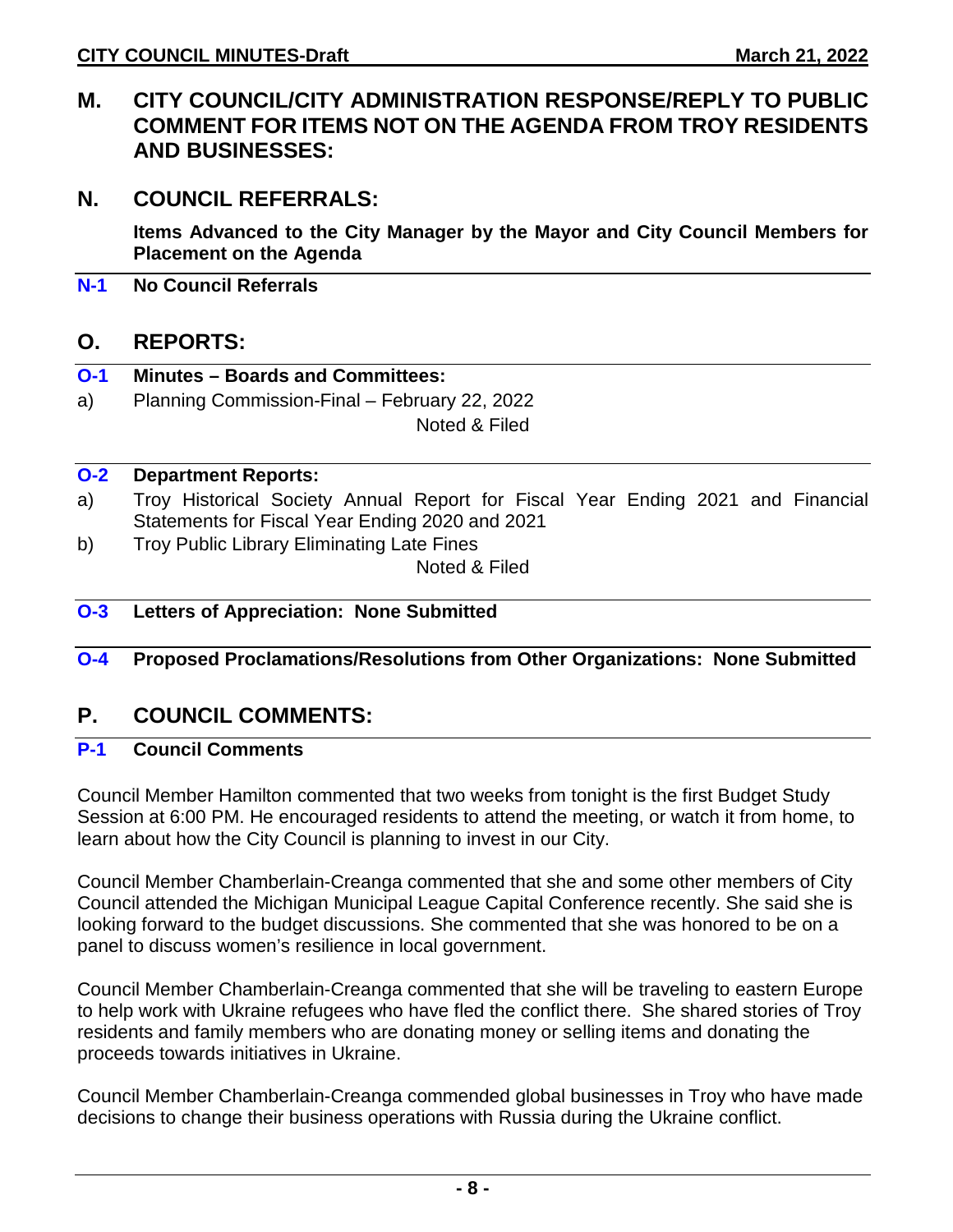## M. CITY COUNCIL/CITY ADMINISTRATION RESPONSE/REPLY TO PUBLIC COMMENT FOR ITEMS NOT ON THE AGENDA FROM TROY RESIDENTS AND BUSINESSES:

## N. COUNCIL REFERRALS:

**Items Advanced to the City Manager by the Mayor and City Council Members for Placement on the Agenda**

**N-1 No Council Referrals**

## O. REPORTS:

**O-1 Minutes – Boards and Committees:**

a) Planning Commission-Final – February 22, 2022

Noted & Filed

**O-2 Department Reports:**

a) Troy Historical Society Annual Report for Fiscal Year Ending 2021 and Financial Statements for Fiscal Year Ending 2020 and 2021

b) Troy Public Library Eliminating Late Fines

Noted & Filed

**O-3 Letters of Appreciation: None Submitted**

**O-4 Proposed Proclamations/Resolutions from Other Organizations: None Submitted**

## P. COUNCIL COMMENTS:

**P-1 Council Comments**

Council Member Hamilton commented that two weeks from tonight is the first Budget Study Session at 6:00 PM. He encouraged residents to attend the meeting, or watch it from home, to learn about how the City Council is planning to invest in our City.

Council Member Chamberlain-Creanga commented that she and some other members of City Council attended the Michigan Municipal League Capital Conference recently. She said she is looking forward to the budget discussions. She commented that she was honored to be on a panel to discuss women's resilience in local government.

Council Member Chamberlain-Creanga commented that she will be traveling to eastern Europe to help work with Ukraine refugees who have fled the conflict there. She shared stories of Troy residents and family members who are donating money or selling items and donating the proceeds towards initiatives in Ukraine.

Council Member Chamberlain-Creanga commended global businesses in Troy who have made decisions to change their business operations with Russia during the Ukraine conflict.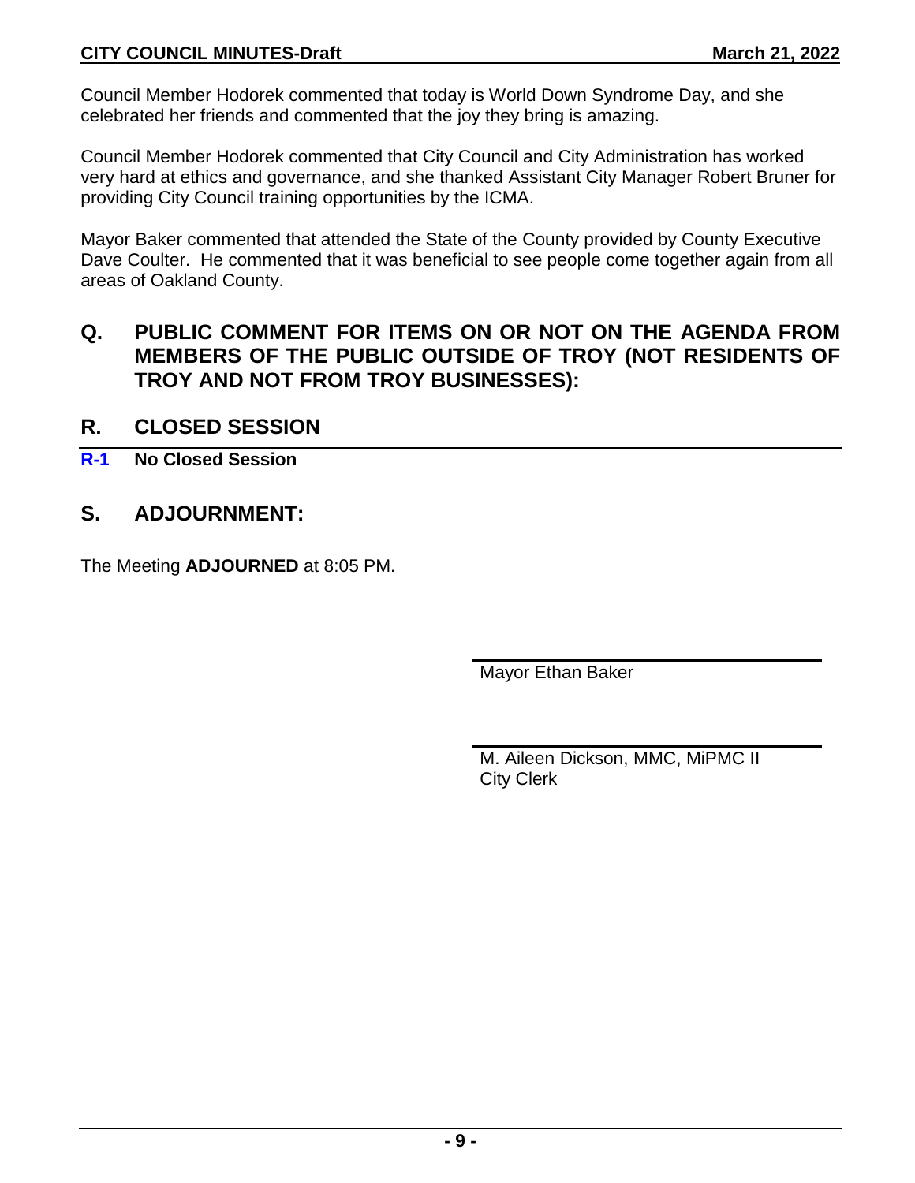Council Member Hodorek commented that today is World Down Syndrome Day, and she celebrated her friends and commented that the joy they bring is amazing.

Council Member Hodorek commented that City Council and City Administration has worked very hard at ethics and governance, and she thanked Assistant City Manager Robert Bruner for providing City Council training opportunities by the ICMA.

Mayor Baker commented that attended the State of the County provided by County Executive Dave Coulter. He commented that it was beneficial to see people come together again from all areas of Oakland County.

## Q. PUBLIC COMMENT FOR ITEMS ON OR NOT ON THE AGENDA FROM MEMBERS OF THE PUBLIC OUTSIDE OF TROY (NOT RESIDENTS OF TROY AND NOT FROM TROY BUSINESSES):

## R. CLOSED SESSION

**R-1 No Closed Session**

## S. ADJOURNMENT:

The Meeting **ADJOURNED** at 8:05 PM.

Mayor Ethan Baker

M. Aileen Dickson, MMC, MiPMC II
City Clerk